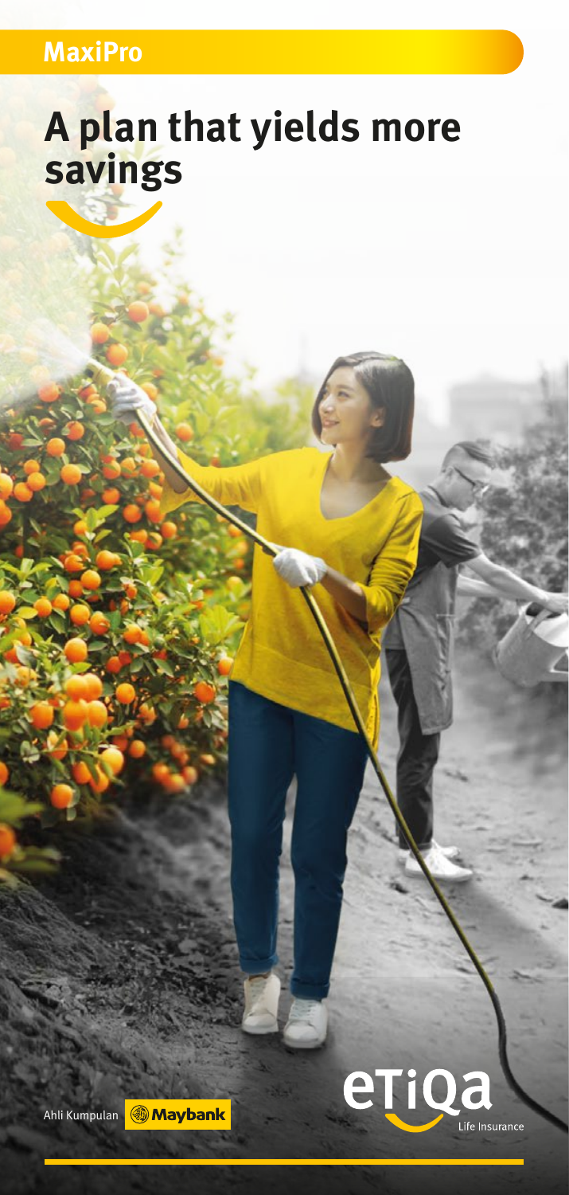MaxiPro

# A plan that yields more savings

Ahli Kumpulan Maybank

etiqa Life Insurance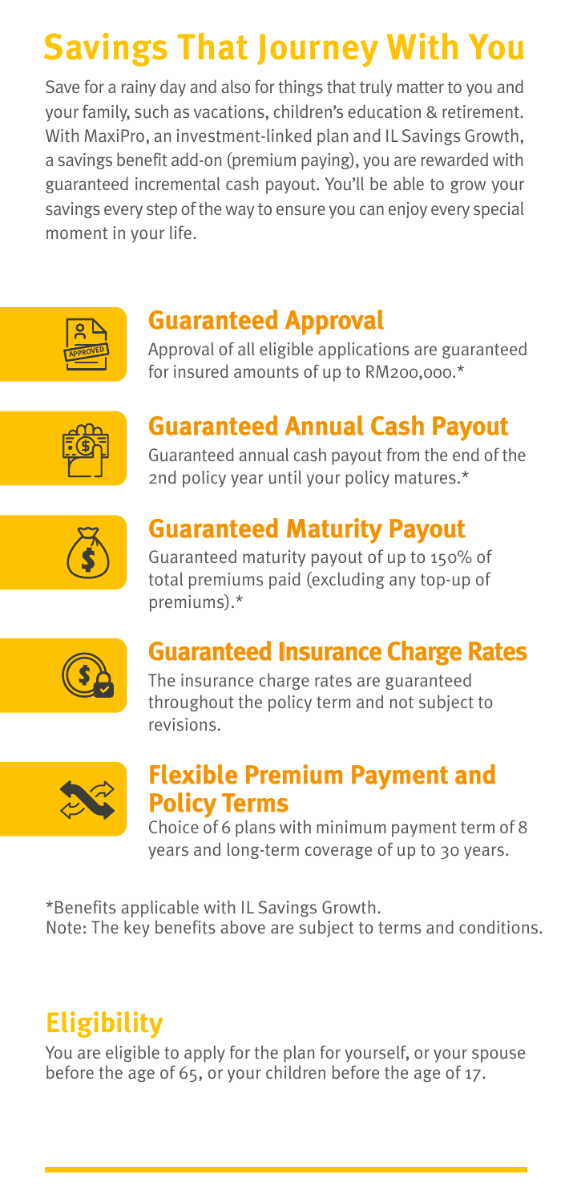# Savings That Journey With You

Save for a rainy day and also for things that truly matter to you and your family, such as vacations, children's education & retirement. With MaxiPro, an investment-linked plan and IL Savings Growth, a savings benefit add-on (premium paying), you are rewarded with guaranteed incremental cash payout. You'll be able to grow your savings every step of the way to ensure you can enjoy every special moment in your life.

## Guaranteed Approval

Approval of all eligible applications are guaranteed for insured amounts of up to RM200,000.*

## Guaranteed Annual Cash Payout

Guaranteed annual cash payout from the end of the 2nd policy year until your policy matures.*

## Guaranteed Maturity Payout

Guaranteed maturity payout of up to 150% of total premiums paid (excluding any top-up of premiums).*

## Guaranteed Insurance Charge Rates

The insurance charge rates are guaranteed throughout the policy term and not subject to revisions.

## Flexible Premium Payment and Policy Terms

Choice of 6 plans with minimum payment term of 8 years and long-term coverage of up to 30 years.

*Benefits applicable with IL Savings Growth.
Note: The key benefits above are subject to terms and conditions.

# Eligibility

You are eligible to apply for the plan for yourself, or your spouse before the age of 65, or your children before the age of 17.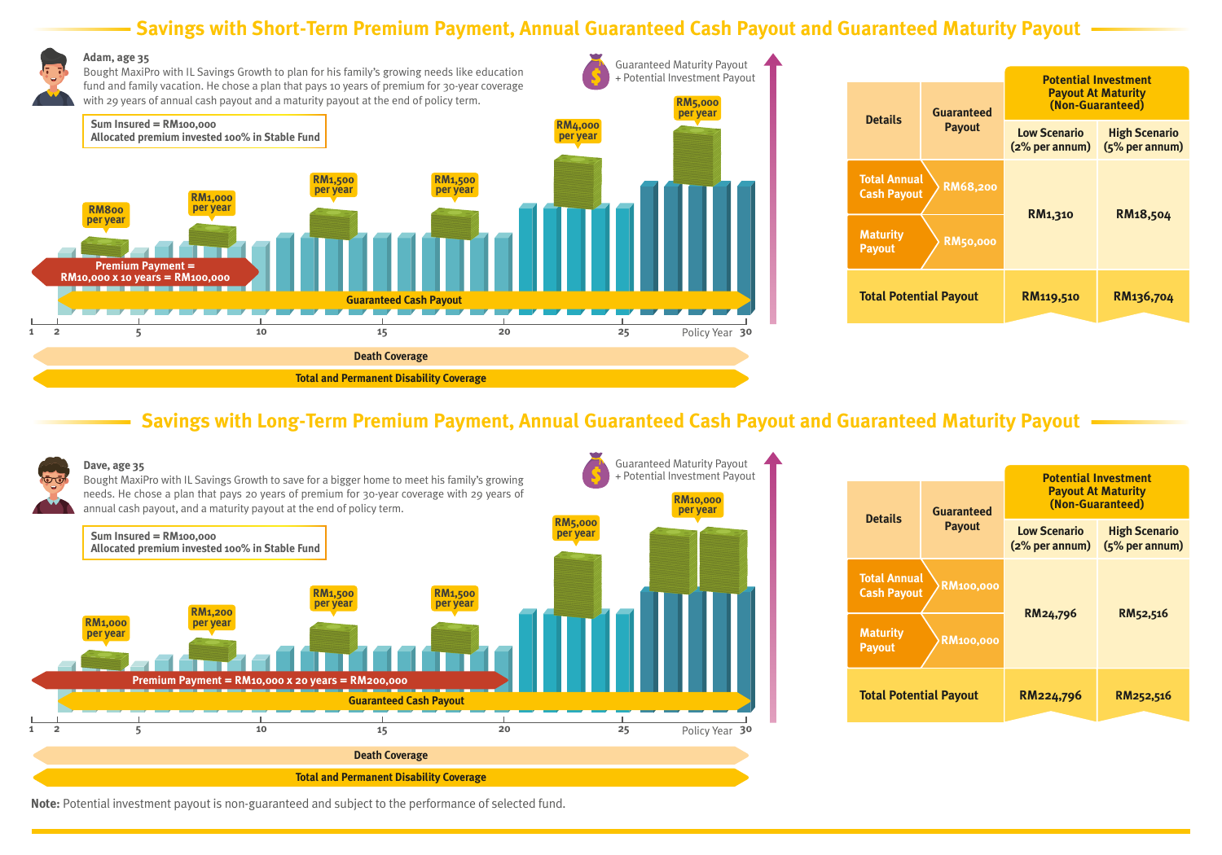## Savings with Short-Term Premium Payment, Annual Guaranteed Cash Payout and Guaranteed Maturity Payout

**Adam, age 35**

Bought MaxiPro with IL Savings Growth to plan for his family's growing needs like education fund and family vacation. He chose a plan that pays 10 years of premium for 30-year coverage with 29 years of annual cash payout and a maturity payout at the end of policy term.

Sum Insured = RM100,000
Allocated premium invested 100% in Stable Fund

Guaranteed Maturity Payout + Potential Investment Payout

RM800 per year | RM1,000 per year | RM1,500 per year | RM1,500 per year | RM4,000 per year | RM5,000 per year

Premium Payment = RM10,000 x 10 years = RM100,000

Guaranteed Cash Payout

Policy Year: 1, 2, 5, 10, 15, 20, 25, 30

Death Coverage

Total and Permanent Disability Coverage

| Details | Guaranteed Payout | Potential Investment Payout At Maturity (Non-Guaranteed) | |
|---|---|---|---|
| | | Low Scenario (2% per annum) | High Scenario (5% per annum) |
| Total Annual Cash Payout | RM68,200 | RM1,310 | RM18,504 |
| Maturity Payout | RM50,000 | | |
| Total Potential Payout | | RM119,510 | RM136,704 |

## Savings with Long-Term Premium Payment, Annual Guaranteed Cash Payout and Guaranteed Maturity Payout

**Dave, age 35**

Bought MaxiPro with IL Savings Growth to save for a bigger home to meet his family's growing needs. He chose a plan that pays 20 years of premium for 30-year coverage with 29 years of annual cash payout, and a maturity payout at the end of policy term.

Sum Insured = RM100,000
Allocated premium invested 100% in Stable Fund

Guaranteed Maturity Payout + Potential Investment Payout

RM1,000 per year | RM1,200 per year | RM1,500 per year | RM1,500 per year | RM5,000 per year | RM10,000 per year

Premium Payment = RM10,000 x 20 years = RM200,000

Guaranteed Cash Payout

Policy Year: 1, 2, 5, 10, 15, 20, 25, 30

Death Coverage

Total and Permanent Disability Coverage

| Details | Guaranteed Payout | Potential Investment Payout At Maturity (Non-Guaranteed) | |
|---|---|---|---|
| | | Low Scenario (2% per annum) | High Scenario (5% per annum) |
| Total Annual Cash Payout | RM100,000 | RM24,796 | RM52,516 |
| Maturity Payout | RM100,000 | | |
| Total Potential Payout | | RM224,796 | RM252,516 |

**Note:** Potential investment payout is non-guaranteed and subject to the performance of selected fund.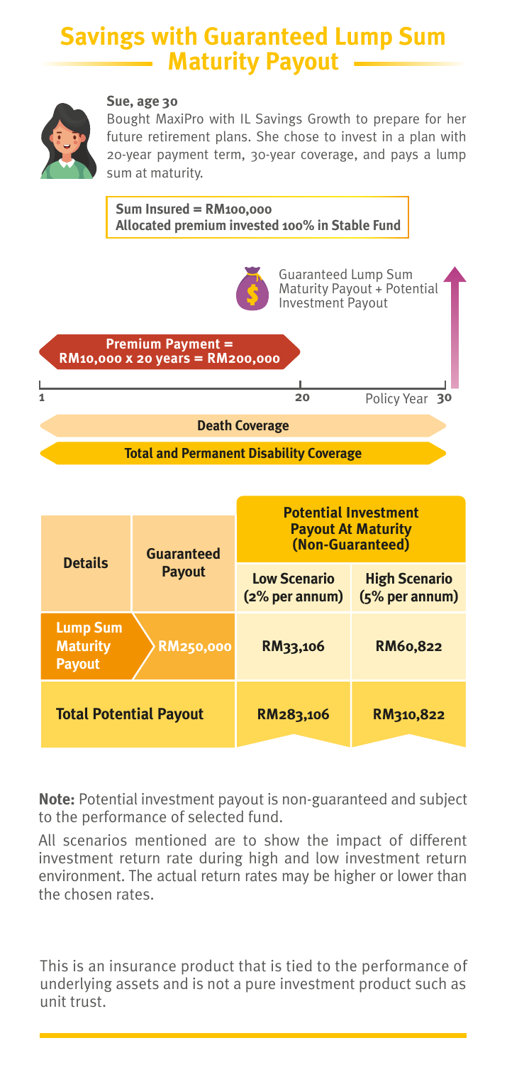# Savings with Guaranteed Lump Sum Maturity Payout

**Sue, age 30**

Bought MaxiPro with IL Savings Growth to prepare for her future retirement plans. She chose to invest in a plan with 20-year payment term, 30-year coverage, and pays a lump sum at maturity.

**Sum Insured = RM100,000**
**Allocated premium invested 100% in Stable Fund**

Guaranteed Lump Sum Maturity Payout + Potential Investment Payout

**Premium Payment = RM10,000 x 20 years = RM200,000**

1 — 20 — Policy Year 30

**Death Coverage**

**Total and Permanent Disability Coverage**

| Details | Guaranteed Payout | Potential Investment Payout At Maturity (Non-Guaranteed) | |
|---|---|---|---|
| | | Low Scenario (2% per annum) | High Scenario (5% per annum) |
| Lump Sum Maturity Payout | RM250,000 | RM33,106 | RM60,822 |
| Total Potential Payout | | RM283,106 | RM310,822 |

**Note:** Potential investment payout is non-guaranteed and subject to the performance of selected fund.

All scenarios mentioned are to show the impact of different investment return rate during high and low investment return environment. The actual return rates may be higher or lower than the chosen rates.

This is an insurance product that is tied to the performance of underlying assets and is not a pure investment product such as unit trust.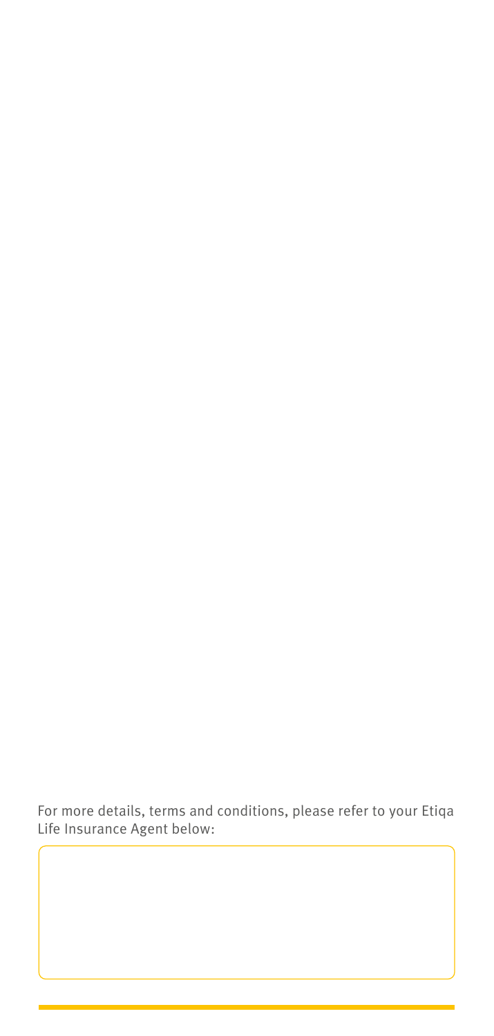For more details, terms and conditions, please refer to your Etiqa Life Insurance Agent below: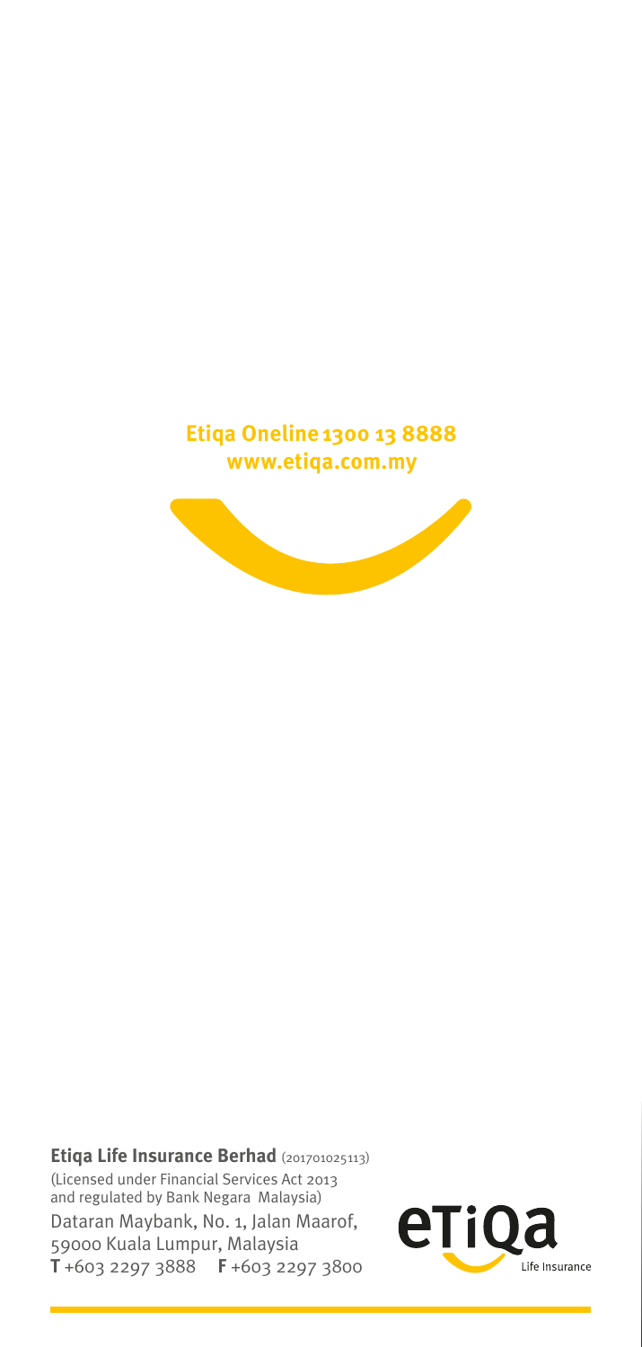**Etiqa Oneline 1300 13 8888**
**www.etiqa.com.my**

**Etiqa Life Insurance Berhad** (201701025113)
(Licensed under Financial Services Act 2013 and regulated by Bank Negara Malaysia)
Dataran Maybank, No. 1, Jalan Maarof,
59000 Kuala Lumpur, Malaysia
**T** +603 2297 3888 **F** +603 2297 3800

eTiQa Life Insurance